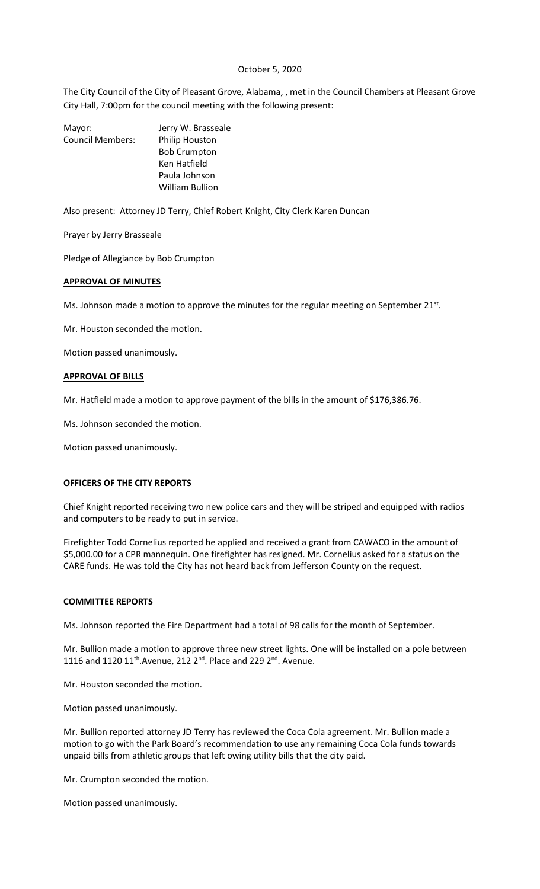October 5, 2020

The City Council of the City of Pleasant Grove, Alabama, , met in the Council Chambers at Pleasant Grove City Hall, 7:00pm for the council meeting with the following present:

| | |
|---|---|
| Mayor: | Jerry W. Brasseale |
| Council Members: | Philip Houston |
| | Bob Crumpton |
| | Ken Hatfield |
| | Paula Johnson |
| | William Bullion |

Also present: Attorney JD Terry, Chief Robert Knight, City Clerk Karen Duncan

Prayer by Jerry Brasseale

Pledge of Allegiance by Bob Crumpton

**APPROVAL OF MINUTES**

Ms. Johnson made a motion to approve the minutes for the regular meeting on September 21st.

Mr. Houston seconded the motion.

Motion passed unanimously.

**APPROVAL OF BILLS**

Mr. Hatfield made a motion to approve payment of the bills in the amount of $176,386.76.

Ms. Johnson seconded the motion.

Motion passed unanimously.

**OFFICERS OF THE CITY REPORTS**

Chief Knight reported receiving two new police cars and they will be striped and equipped with radios and computers to be ready to put in service.

Firefighter Todd Cornelius reported he applied and received a grant from CAWACO in the amount of $5,000.00 for a CPR mannequin. One firefighter has resigned. Mr. Cornelius asked for a status on the CARE funds. He was told the City has not heard back from Jefferson County on the request.

**COMMITTEE REPORTS**

Ms. Johnson reported the Fire Department had a total of 98 calls for the month of September.

Mr. Bullion made a motion to approve three new street lights. One will be installed on a pole between 1116 and 1120 11th.Avenue, 212 2nd. Place and 229 2nd. Avenue.

Mr. Houston seconded the motion.

Motion passed unanimously.

Mr. Bullion reported attorney JD Terry has reviewed the Coca Cola agreement. Mr. Bullion made a motion to go with the Park Board's recommendation to use any remaining Coca Cola funds towards unpaid bills from athletic groups that left owing utility bills that the city paid.

Mr. Crumpton seconded the motion.

Motion passed unanimously.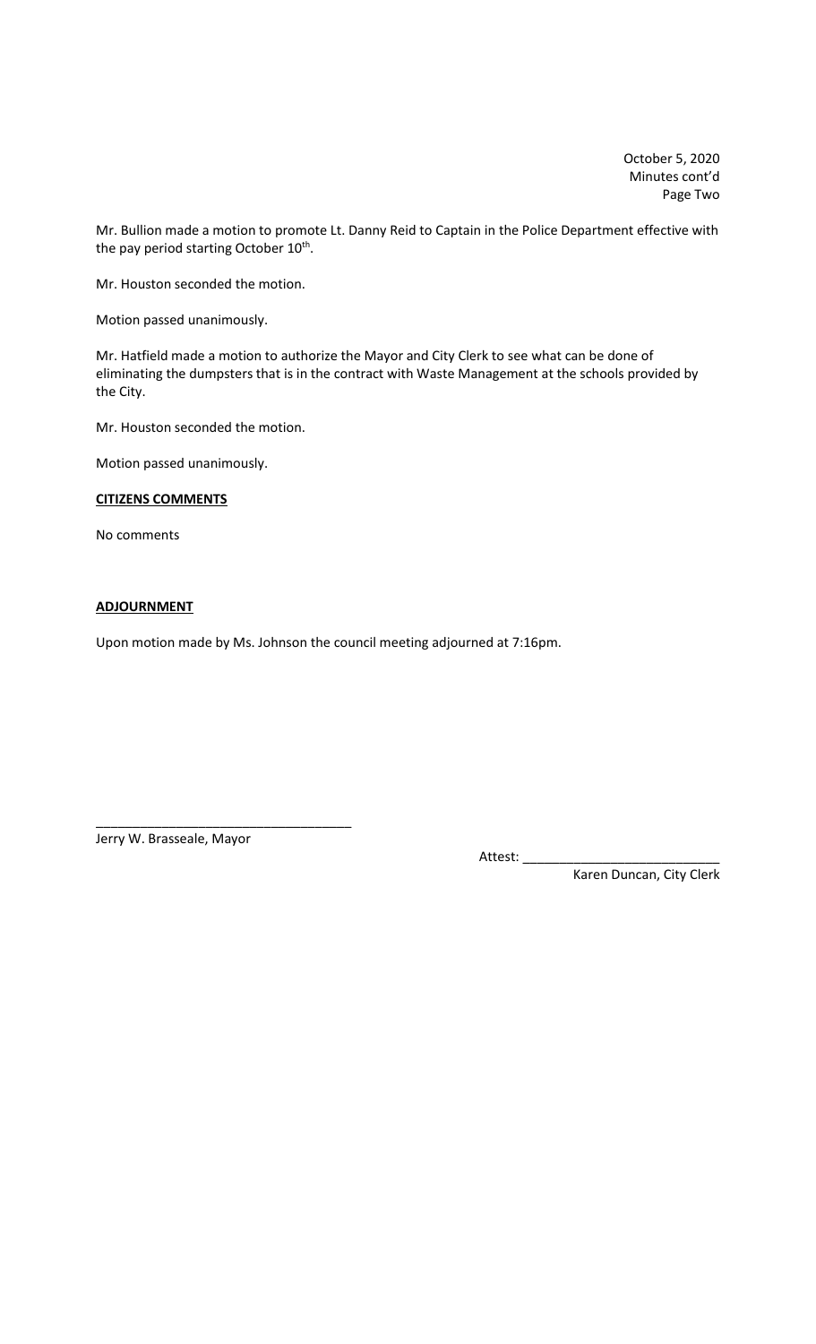October 5, 2020
Minutes cont'd
Page Two

Mr. Bullion made a motion to promote Lt. Danny Reid to Captain in the Police Department effective with the pay period starting October 10th.

Mr. Houston seconded the motion.

Motion passed unanimously.

Mr. Hatfield made a motion to authorize the Mayor and City Clerk to see what can be done of eliminating the dumpsters that is in the contract with Waste Management at the schools provided by the City.

Mr. Houston seconded the motion.

Motion passed unanimously.

**CITIZENS COMMENTS**

No comments

**ADJOURNMENT**

Upon motion made by Ms. Johnson the council meeting adjourned at 7:16pm.

___________________________________
Jerry W. Brasseale, Mayor

Attest: ___________________________
Karen Duncan, City Clerk